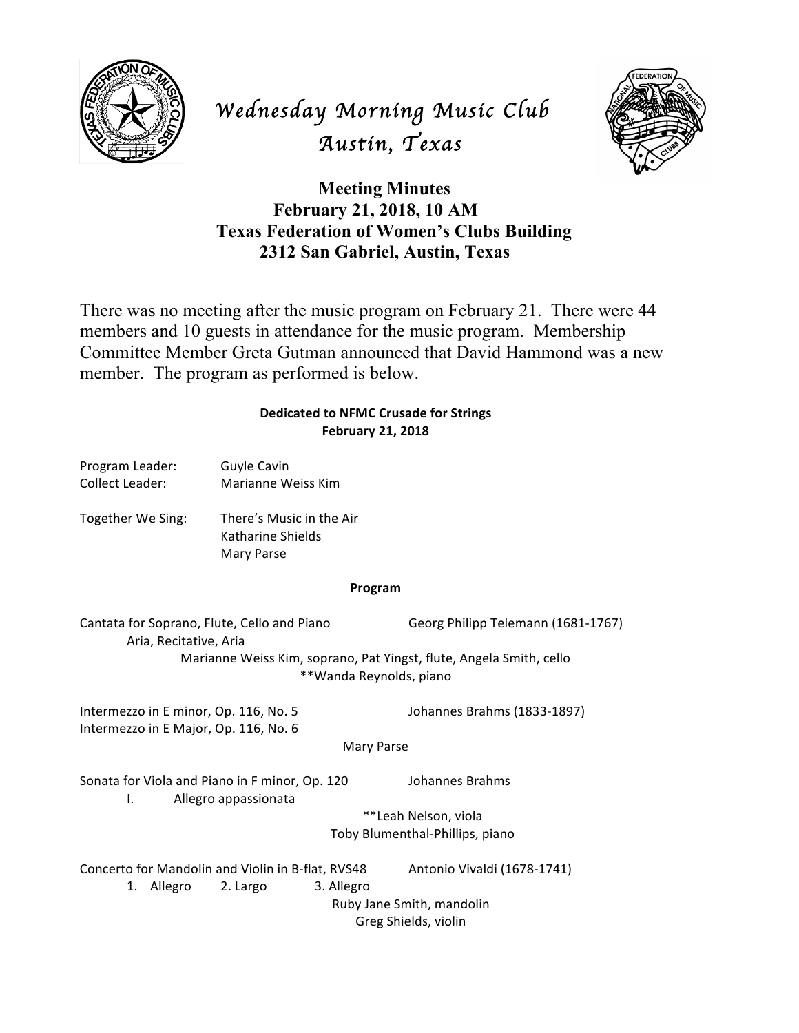# Wednesday Morning Music Club
# Austin, Texas

## Meeting Minutes
## February 21, 2018, 10 AM
## Texas Federation of Women's Clubs Building
## 2312 San Gabriel, Austin, Texas

There was no meeting after the music program on February 21. There were 44 members and 10 guests in attendance for the music program. Membership Committee Member Greta Gutman announced that David Hammond was a new member. The program as performed is below.

**Dedicated to NFMC Crusade for Strings**
**February 21, 2018**

Program Leader: Guyle Cavin
Collect Leader: Marianne Weiss Kim

Together We Sing: There's Music in the Air
Katharine Shields
Mary Parse

**Program**

Cantata for Soprano, Flute, Cello and Piano — Georg Philipp Telemann (1681-1767)
Aria, Recitative, Aria
Marianne Weiss Kim, soprano, Pat Yingst, flute, Angela Smith, cello
**Wanda Reynolds, piano

Intermezzo in E minor, Op. 116, No. 5 — Johannes Brahms (1833-1897)
Intermezzo in E Major, Op. 116, No. 6
Mary Parse

Sonata for Viola and Piano in F minor, Op. 120 — Johannes Brahms
I. Allegro appassionata
**Leah Nelson, viola
Toby Blumenthal-Phillips, piano

Concerto for Mandolin and Violin in B-flat, RVS48 — Antonio Vivaldi (1678-1741)
1. Allegro 2. Largo 3. Allegro
Ruby Jane Smith, mandolin
Greg Shields, violin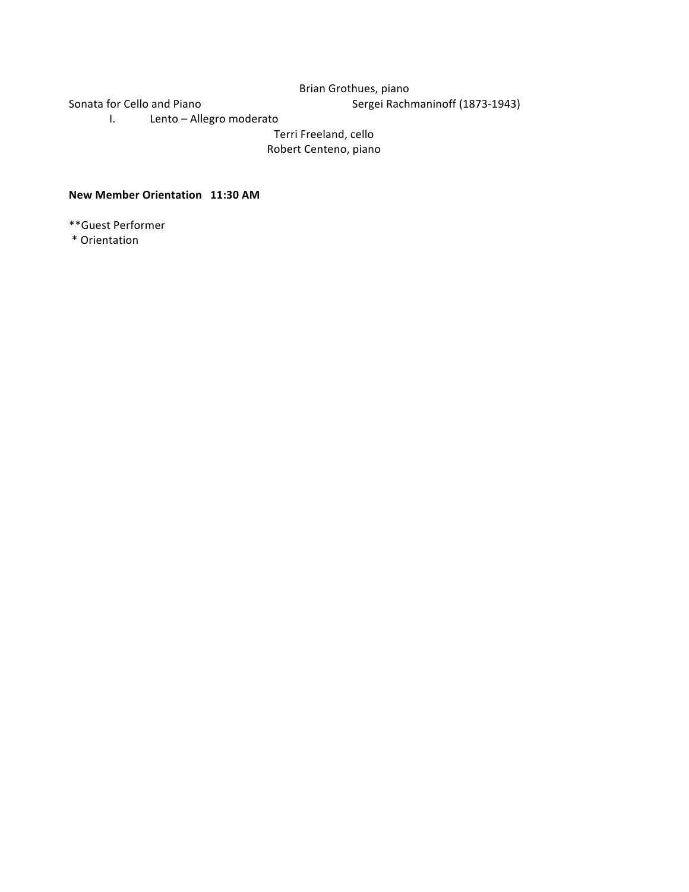Brian Grothues, piano

Sonata for Cello and Piano — Sergei Rachmaninoff (1873-1943)

I. Lento – Allegro moderato

Terri Freeland, cello
Robert Centeno, piano

**New Member Orientation 11:30 AM**

**Guest Performer
 * Orientation